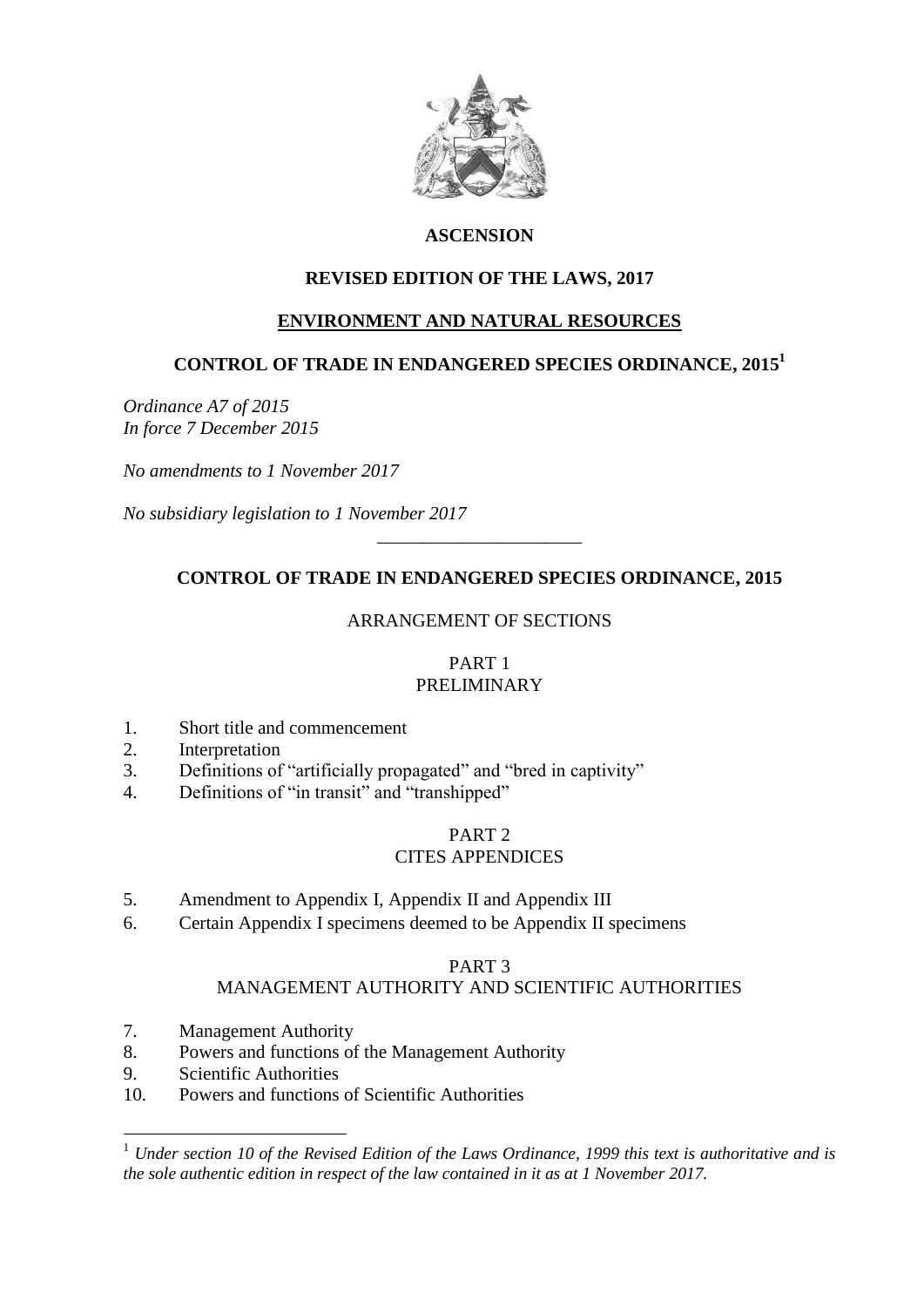# ASCENSION

## REVISED EDITION OF THE LAWS, 2017

## ENVIRONMENT AND NATURAL RESOURCES

## CONTROL OF TRADE IN ENDANGERED SPECIES ORDINANCE, 2015[1]

*Ordinance A7 of 2015*
*In force 7 December 2015*

*No amendments to 1 November 2017*

*No subsidiary legislation to 1 November 2017*

---

## CONTROL OF TRADE IN ENDANGERED SPECIES ORDINANCE, 2015

ARRANGEMENT OF SECTIONS

PART 1
PRELIMINARY

1. Short title and commencement
2. Interpretation
3. Definitions of "artificially propagated" and "bred in captivity"
4. Definitions of "in transit" and "transhipped"

PART 2
CITES APPENDICES

5. Amendment to Appendix I, Appendix II and Appendix III
6. Certain Appendix I specimens deemed to be Appendix II specimens

PART 3
MANAGEMENT AUTHORITY AND SCIENTIFIC AUTHORITIES

7. Management Authority
8. Powers and functions of the Management Authority
9. Scientific Authorities
10. Powers and functions of Scientific Authorities

---

[1] *Under section 10 of the Revised Edition of the Laws Ordinance, 1999 this text is authoritative and is the sole authentic edition in respect of the law contained in it as at 1 November 2017.*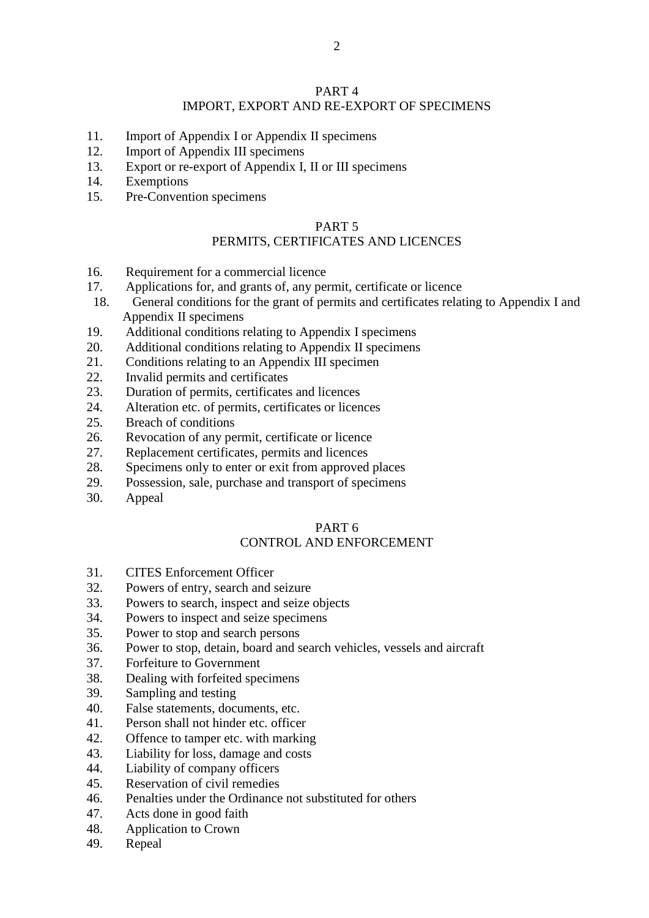PART 4
IMPORT, EXPORT AND RE-EXPORT OF SPECIMENS

11. Import of Appendix I or Appendix II specimens
12. Import of Appendix III specimens
13. Export or re-export of Appendix I, II or III specimens
14. Exemptions
15. Pre-Convention specimens

PART 5
PERMITS, CERTIFICATES AND LICENCES

16. Requirement for a commercial licence
17. Applications for, and grants of, any permit, certificate or licence
18. General conditions for the grant of permits and certificates relating to Appendix I and Appendix II specimens
19. Additional conditions relating to Appendix I specimens
20. Additional conditions relating to Appendix II specimens
21. Conditions relating to an Appendix III specimen
22. Invalid permits and certificates
23. Duration of permits, certificates and licences
24. Alteration etc. of permits, certificates or licences
25. Breach of conditions
26. Revocation of any permit, certificate or licence
27. Replacement certificates, permits and licences
28. Specimens only to enter or exit from approved places
29. Possession, sale, purchase and transport of specimens
30. Appeal

PART 6
CONTROL AND ENFORCEMENT

31. CITES Enforcement Officer
32. Powers of entry, search and seizure
33. Powers to search, inspect and seize objects
34. Powers to inspect and seize specimens
35. Power to stop and search persons
36. Power to stop, detain, board and search vehicles, vessels and aircraft
37. Forfeiture to Government
38. Dealing with forfeited specimens
39. Sampling and testing
40. False statements, documents, etc.
41. Person shall not hinder etc. officer
42. Offence to tamper etc. with marking
43. Liability for loss, damage and costs
44. Liability of company officers
45. Reservation of civil remedies
46. Penalties under the Ordinance not substituted for others
47. Acts done in good faith
48. Application to Crown
49. Repeal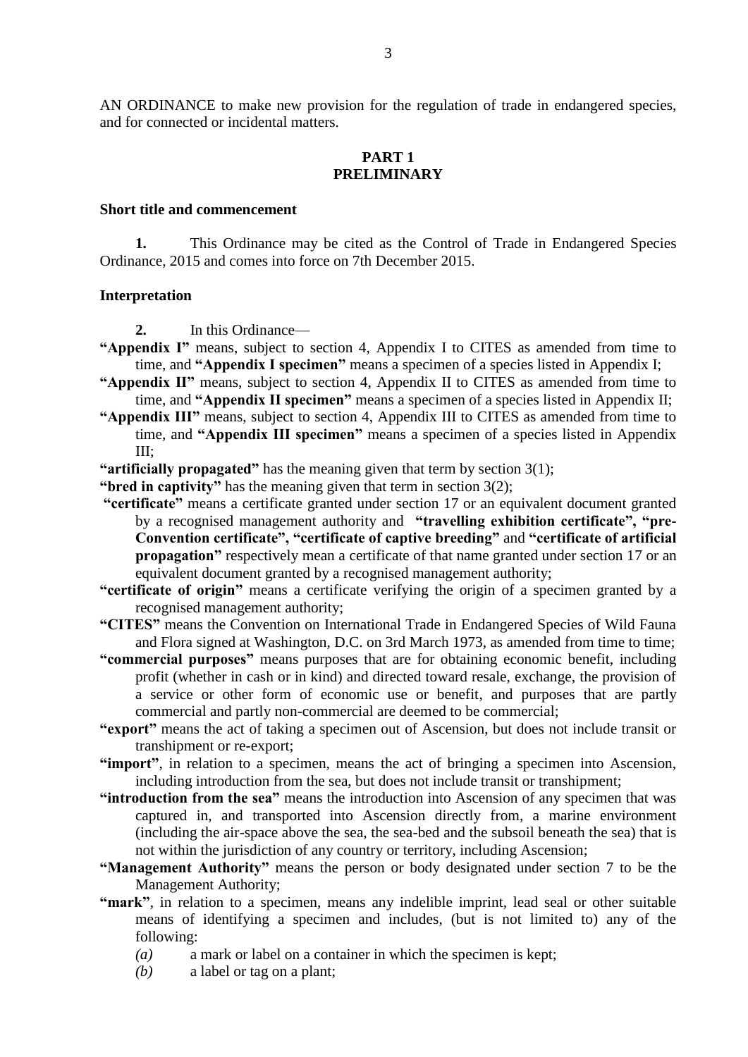AN ORDINANCE to make new provision for the regulation of trade in endangered species, and for connected or incidental matters.

## PART 1
## PRELIMINARY

### Short title and commencement

**1.** This Ordinance may be cited as the Control of Trade in Endangered Species Ordinance, 2015 and comes into force on 7th December 2015.

### Interpretation

**2.** In this Ordinance—

**"Appendix I"** means, subject to section 4, Appendix I to CITES as amended from time to time, and **"Appendix I specimen"** means a specimen of a species listed in Appendix I;

**"Appendix II"** means, subject to section 4, Appendix II to CITES as amended from time to time, and **"Appendix II specimen"** means a specimen of a species listed in Appendix II;

**"Appendix III"** means, subject to section 4, Appendix III to CITES as amended from time to time, and **"Appendix III specimen"** means a specimen of a species listed in Appendix III;

**"artificially propagated"** has the meaning given that term by section 3(1);

**"bred in captivity"** has the meaning given that term in section 3(2);

**"certificate"** means a certificate granted under section 17 or an equivalent document granted by a recognised management authority and **"travelling exhibition certificate"**, **"pre-Convention certificate"**, **"certificate of captive breeding"** and **"certificate of artificial propagation"** respectively mean a certificate of that name granted under section 17 or an equivalent document granted by a recognised management authority;

**"certificate of origin"** means a certificate verifying the origin of a specimen granted by a recognised management authority;

**"CITES"** means the Convention on International Trade in Endangered Species of Wild Fauna and Flora signed at Washington, D.C. on 3rd March 1973, as amended from time to time;

**"commercial purposes"** means purposes that are for obtaining economic benefit, including profit (whether in cash or in kind) and directed toward resale, exchange, the provision of a service or other form of economic use or benefit, and purposes that are partly commercial and partly non-commercial are deemed to be commercial;

**"export"** means the act of taking a specimen out of Ascension, but does not include transit or transhipment or re-export;

**"import"**, in relation to a specimen, means the act of bringing a specimen into Ascension, including introduction from the sea, but does not include transit or transhipment;

**"introduction from the sea"** means the introduction into Ascension of any specimen that was captured in, and transported into Ascension directly from, a marine environment (including the air-space above the sea, the sea-bed and the subsoil beneath the sea) that is not within the jurisdiction of any country or territory, including Ascension;

**"Management Authority"** means the person or body designated under section 7 to be the Management Authority;

**"mark"**, in relation to a specimen, means any indelible imprint, lead seal or other suitable means of identifying a specimen and includes, (but is not limited to) any of the following:

*(a)* a mark or label on a container in which the specimen is kept;

*(b)* a label or tag on a plant;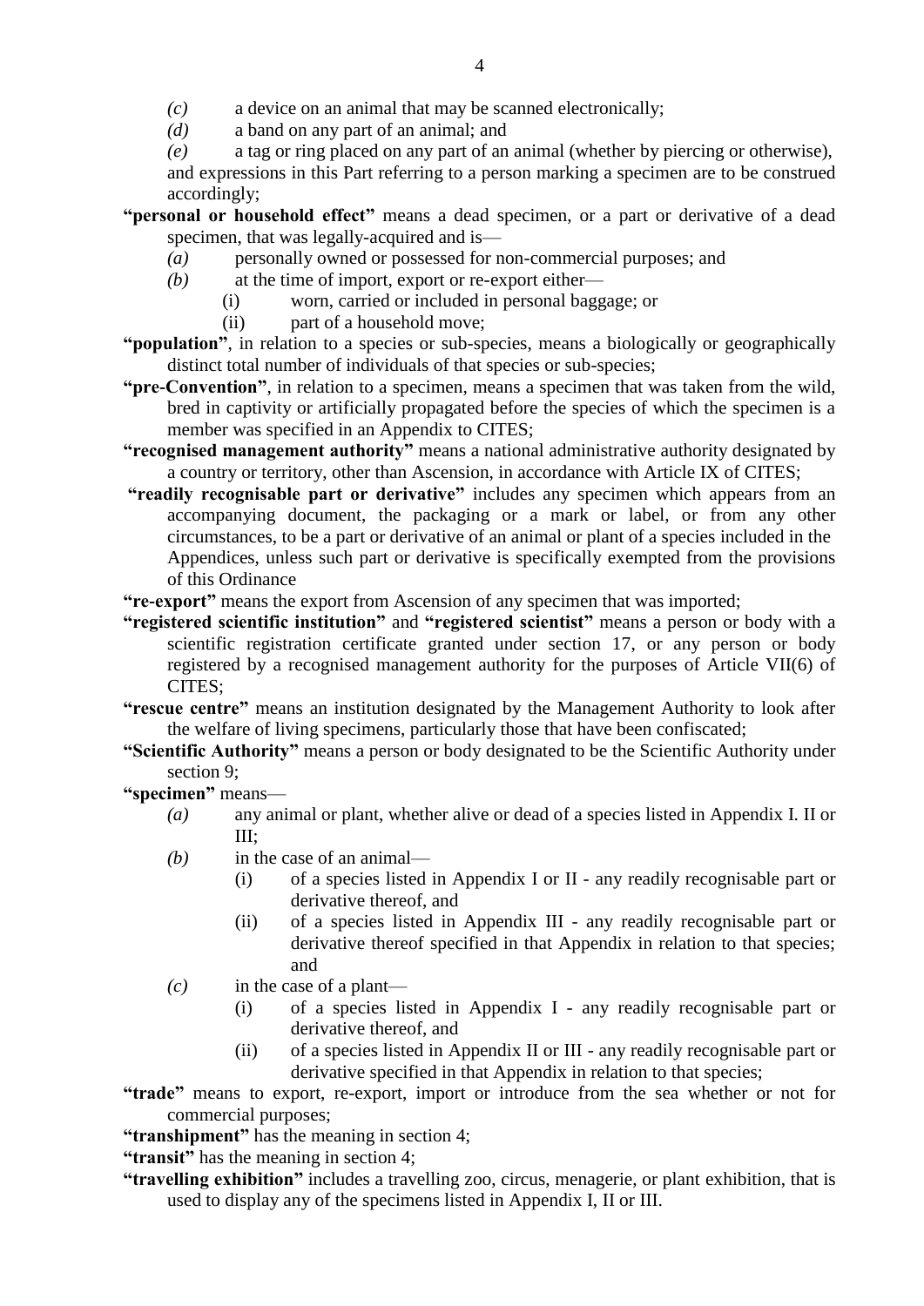*(c)* a device on an animal that may be scanned electronically;

*(d)* a band on any part of an animal; and

*(e)* a tag or ring placed on any part of an animal (whether by piercing or otherwise),

and expressions in this Part referring to a person marking a specimen are to be construed accordingly;

**"personal or household effect"** means a dead specimen, or a part or derivative of a dead specimen, that was legally-acquired and is—

- *(a)* personally owned or possessed for non-commercial purposes; and
- *(b)* at the time of import, export or re-export either—
  - (i) worn, carried or included in personal baggage; or
  - (ii) part of a household move;

**"population"**, in relation to a species or sub-species, means a biologically or geographically distinct total number of individuals of that species or sub-species;

**"pre-Convention"**, in relation to a specimen, means a specimen that was taken from the wild, bred in captivity or artificially propagated before the species of which the specimen is a member was specified in an Appendix to CITES;

**"recognised management authority"** means a national administrative authority designated by a country or territory, other than Ascension, in accordance with Article IX of CITES;

**"readily recognisable part or derivative"** includes any specimen which appears from an accompanying document, the packaging or a mark or label, or from any other circumstances, to be a part or derivative of an animal or plant of a species included in the Appendices, unless such part or derivative is specifically exempted from the provisions of this Ordinance

**"re-export"** means the export from Ascension of any specimen that was imported;

**"registered scientific institution"** and **"registered scientist"** means a person or body with a scientific registration certificate granted under section 17, or any person or body registered by a recognised management authority for the purposes of Article VII(6) of CITES;

**"rescue centre"** means an institution designated by the Management Authority to look after the welfare of living specimens, particularly those that have been confiscated;

**"Scientific Authority"** means a person or body designated to be the Scientific Authority under section 9;

**"specimen"** means—

- *(a)* any animal or plant, whether alive or dead of a species listed in Appendix I. II or III;
- *(b)* in the case of an animal—
  - (i) of a species listed in Appendix I or II - any readily recognisable part or derivative thereof, and
  - (ii) of a species listed in Appendix III - any readily recognisable part or derivative thereof specified in that Appendix in relation to that species; and
- *(c)* in the case of a plant—
  - (i) of a species listed in Appendix I - any readily recognisable part or derivative thereof, and
  - (ii) of a species listed in Appendix II or III - any readily recognisable part or derivative specified in that Appendix in relation to that species;

**"trade"** means to export, re-export, import or introduce from the sea whether or not for commercial purposes;

**"transhipment"** has the meaning in section 4;

**"transit"** has the meaning in section 4;

**"travelling exhibition"** includes a travelling zoo, circus, menagerie, or plant exhibition, that is used to display any of the specimens listed in Appendix I, II or III.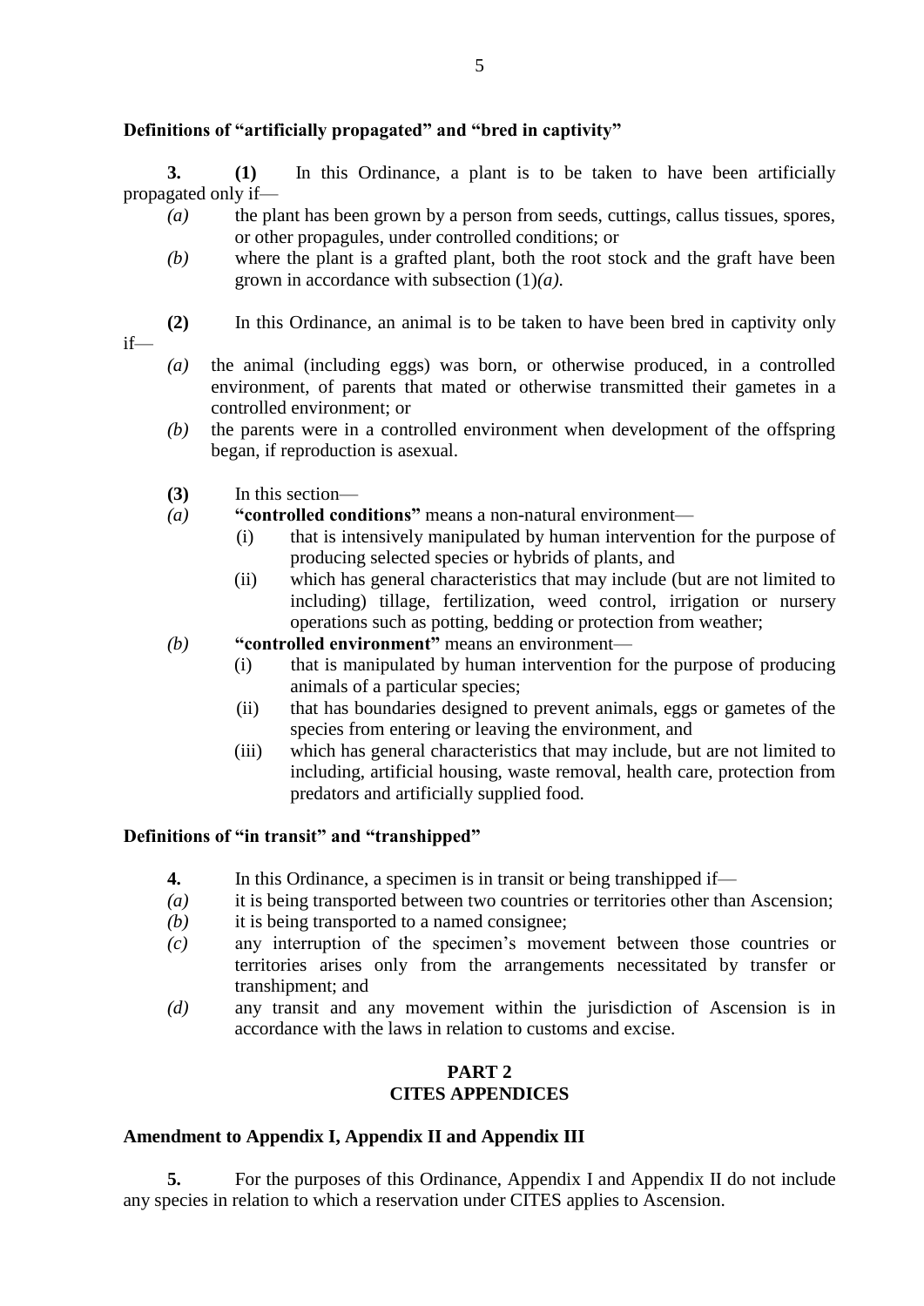### Definitions of "artificially propagated" and "bred in captivity"

**3.** **(1)** In this Ordinance, a plant is to be taken to have been artificially propagated only if—

*(a)* the plant has been grown by a person from seeds, cuttings, callus tissues, spores, or other propagules, under controlled conditions; or

*(b)* where the plant is a grafted plant, both the root stock and the graft have been grown in accordance with subsection (1)*(a)*.

**(2)** In this Ordinance, an animal is to be taken to have been bred in captivity only if—

*(a)* the animal (including eggs) was born, or otherwise produced, in a controlled environment, of parents that mated or otherwise transmitted their gametes in a controlled environment; or

*(b)* the parents were in a controlled environment when development of the offspring began, if reproduction is asexual.

**(3)** In this section—

*(a)* **"controlled conditions"** means a non-natural environment—

(i) that is intensively manipulated by human intervention for the purpose of producing selected species or hybrids of plants, and

(ii) which has general characteristics that may include (but are not limited to including) tillage, fertilization, weed control, irrigation or nursery operations such as potting, bedding or protection from weather;

*(b)* **"controlled environment"** means an environment—

(i) that is manipulated by human intervention for the purpose of producing animals of a particular species;

(ii) that has boundaries designed to prevent animals, eggs or gametes of the species from entering or leaving the environment, and

(iii) which has general characteristics that may include, but are not limited to including, artificial housing, waste removal, health care, protection from predators and artificially supplied food.

### Definitions of "in transit" and "transhipped"

**4.** In this Ordinance, a specimen is in transit or being transhipped if—

*(a)* it is being transported between two countries or territories other than Ascension;

*(b)* it is being transported to a named consignee;

*(c)* any interruption of the specimen's movement between those countries or territories arises only from the arrangements necessitated by transfer or transhipment; and

*(d)* any transit and any movement within the jurisdiction of Ascension is in accordance with the laws in relation to customs and excise.

## PART 2
## CITES APPENDICES

### Amendment to Appendix I, Appendix II and Appendix III

**5.** For the purposes of this Ordinance, Appendix I and Appendix II do not include any species in relation to which a reservation under CITES applies to Ascension.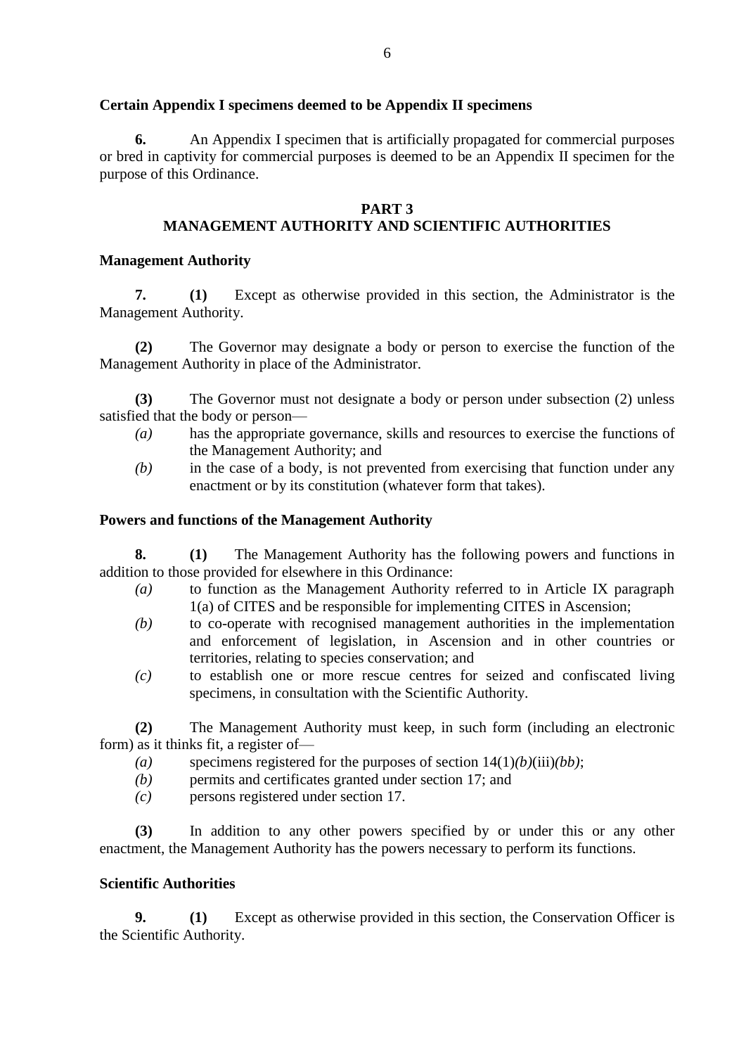**Certain Appendix I specimens deemed to be Appendix II specimens**

**6.** An Appendix I specimen that is artificially propagated for commercial purposes or bred in captivity for commercial purposes is deemed to be an Appendix II specimen for the purpose of this Ordinance.

## PART 3
## MANAGEMENT AUTHORITY AND SCIENTIFIC AUTHORITIES

**Management Authority**

**7.** **(1)** Except as otherwise provided in this section, the Administrator is the Management Authority.

**(2)** The Governor may designate a body or person to exercise the function of the Management Authority in place of the Administrator.

**(3)** The Governor must not designate a body or person under subsection (2) unless satisfied that the body or person—

*(a)* has the appropriate governance, skills and resources to exercise the functions of the Management Authority; and

*(b)* in the case of a body, is not prevented from exercising that function under any enactment or by its constitution (whatever form that takes).

**Powers and functions of the Management Authority**

**8.** **(1)** The Management Authority has the following powers and functions in addition to those provided for elsewhere in this Ordinance:

*(a)* to function as the Management Authority referred to in Article IX paragraph 1(a) of CITES and be responsible for implementing CITES in Ascension;

*(b)* to co-operate with recognised management authorities in the implementation and enforcement of legislation, in Ascension and in other countries or territories, relating to species conservation; and

*(c)* to establish one or more rescue centres for seized and confiscated living specimens, in consultation with the Scientific Authority.

**(2)** The Management Authority must keep, in such form (including an electronic form) as it thinks fit, a register of—

*(a)* specimens registered for the purposes of section 14(1)*(b)*(iii)*(bb)*;

*(b)* permits and certificates granted under section 17; and

*(c)* persons registered under section 17.

**(3)** In addition to any other powers specified by or under this or any other enactment, the Management Authority has the powers necessary to perform its functions.

**Scientific Authorities**

**9.** **(1)** Except as otherwise provided in this section, the Conservation Officer is the Scientific Authority.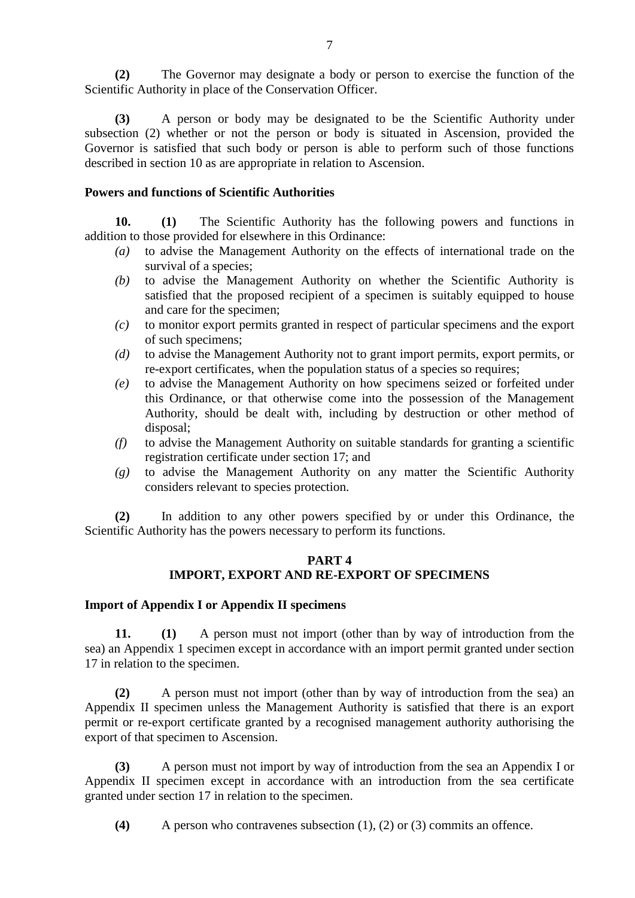**(2)** The Governor may designate a body or person to exercise the function of the Scientific Authority in place of the Conservation Officer.

**(3)** A person or body may be designated to be the Scientific Authority under subsection (2) whether or not the person or body is situated in Ascension, provided the Governor is satisfied that such body or person is able to perform such of those functions described in section 10 as are appropriate in relation to Ascension.

**Powers and functions of Scientific Authorities**

**10. (1)** The Scientific Authority has the following powers and functions in addition to those provided for elsewhere in this Ordinance:

*(a)* to advise the Management Authority on the effects of international trade on the survival of a species;

*(b)* to advise the Management Authority on whether the Scientific Authority is satisfied that the proposed recipient of a specimen is suitably equipped to house and care for the specimen;

*(c)* to monitor export permits granted in respect of particular specimens and the export of such specimens;

*(d)* to advise the Management Authority not to grant import permits, export permits, or re-export certificates, when the population status of a species so requires;

*(e)* to advise the Management Authority on how specimens seized or forfeited under this Ordinance, or that otherwise come into the possession of the Management Authority, should be dealt with, including by destruction or other method of disposal;

*(f)* to advise the Management Authority on suitable standards for granting a scientific registration certificate under section 17; and

*(g)* to advise the Management Authority on any matter the Scientific Authority considers relevant to species protection.

**(2)** In addition to any other powers specified by or under this Ordinance, the Scientific Authority has the powers necessary to perform its functions.

## PART 4
## IMPORT, EXPORT AND RE-EXPORT OF SPECIMENS

**Import of Appendix I or Appendix II specimens**

**11. (1)** A person must not import (other than by way of introduction from the sea) an Appendix 1 specimen except in accordance with an import permit granted under section 17 in relation to the specimen.

**(2)** A person must not import (other than by way of introduction from the sea) an Appendix II specimen unless the Management Authority is satisfied that there is an export permit or re-export certificate granted by a recognised management authority authorising the export of that specimen to Ascension.

**(3)** A person must not import by way of introduction from the sea an Appendix I or Appendix II specimen except in accordance with an introduction from the sea certificate granted under section 17 in relation to the specimen.

**(4)** A person who contravenes subsection (1), (2) or (3) commits an offence.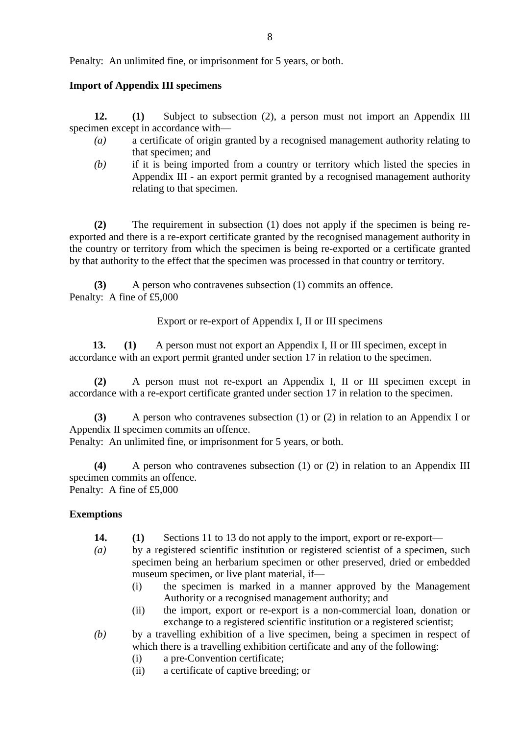Penalty: An unlimited fine, or imprisonment for 5 years, or both.

**Import of Appendix III specimens**

**12.** **(1)** Subject to subsection (2), a person must not import an Appendix III specimen except in accordance with—

*(a)* a certificate of origin granted by a recognised management authority relating to that specimen; and

*(b)* if it is being imported from a country or territory which listed the species in Appendix III - an export permit granted by a recognised management authority relating to that specimen.

**(2)** The requirement in subsection (1) does not apply if the specimen is being re-exported and there is a re-export certificate granted by the recognised management authority in the country or territory from which the specimen is being re-exported or a certificate granted by that authority to the effect that the specimen was processed in that country or territory.

**(3)** A person who contravenes subsection (1) commits an offence.
Penalty: A fine of £5,000

Export or re-export of Appendix I, II or III specimens

**13.** **(1)** A person must not export an Appendix I, II or III specimen, except in accordance with an export permit granted under section 17 in relation to the specimen.

**(2)** A person must not re-export an Appendix I, II or III specimen except in accordance with a re-export certificate granted under section 17 in relation to the specimen.

**(3)** A person who contravenes subsection (1) or (2) in relation to an Appendix I or Appendix II specimen commits an offence.
Penalty: An unlimited fine, or imprisonment for 5 years, or both.

**(4)** A person who contravenes subsection (1) or (2) in relation to an Appendix III specimen commits an offence.
Penalty: A fine of £5,000

**Exemptions**

**14.** **(1)** Sections 11 to 13 do not apply to the import, export or re-export—

*(a)* by a registered scientific institution or registered scientist of a specimen, such specimen being an herbarium specimen or other preserved, dried or embedded museum specimen, or live plant material, if—

(i) the specimen is marked in a manner approved by the Management Authority or a recognised management authority; and

(ii) the import, export or re-export is a non-commercial loan, donation or exchange to a registered scientific institution or a registered scientist;

*(b)* by a travelling exhibition of a live specimen, being a specimen in respect of which there is a travelling exhibition certificate and any of the following:

(i) a pre-Convention certificate;

(ii) a certificate of captive breeding; or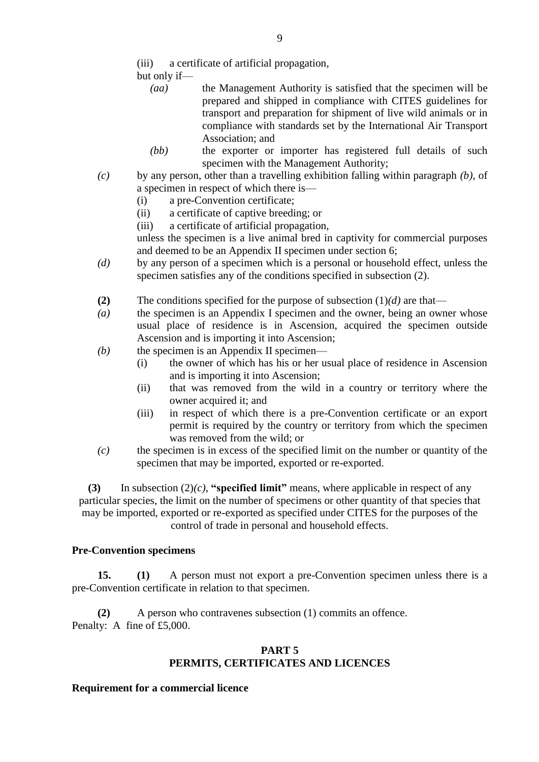(iii) a certificate of artificial propagation,

but only if—

*(aa)* the Management Authority is satisfied that the specimen will be prepared and shipped in compliance with CITES guidelines for transport and preparation for shipment of live wild animals or in compliance with standards set by the International Air Transport Association; and

*(bb)* the exporter or importer has registered full details of such specimen with the Management Authority;

*(c)* by any person, other than a travelling exhibition falling within paragraph *(b)*, of a specimen in respect of which there is—

(i) a pre-Convention certificate;

(ii) a certificate of captive breeding; or

(iii) a certificate of artificial propagation,

unless the specimen is a live animal bred in captivity for commercial purposes and deemed to be an Appendix II specimen under section 6;

*(d)* by any person of a specimen which is a personal or household effect, unless the specimen satisfies any of the conditions specified in subsection (2).

**(2)** The conditions specified for the purpose of subsection (1)*(d)* are that—

*(a)* the specimen is an Appendix I specimen and the owner, being an owner whose usual place of residence is in Ascension, acquired the specimen outside Ascension and is importing it into Ascension;

*(b)* the specimen is an Appendix II specimen—

(i) the owner of which has his or her usual place of residence in Ascension and is importing it into Ascension;

(ii) that was removed from the wild in a country or territory where the owner acquired it; and

(iii) in respect of which there is a pre-Convention certificate or an export permit is required by the country or territory from which the specimen was removed from the wild; or

*(c)* the specimen is in excess of the specified limit on the number or quantity of the specimen that may be imported, exported or re-exported.

**(3)** In subsection (2)*(c)*, **"specified limit"** means, where applicable in respect of any particular species, the limit on the number of specimens or other quantity of that species that may be imported, exported or re-exported as specified under CITES for the purposes of the control of trade in personal and household effects.

**Pre-Convention specimens**

**15. (1)** A person must not export a pre-Convention specimen unless there is a pre-Convention certificate in relation to that specimen.

**(2)** A person who contravenes subsection (1) commits an offence.
Penalty: A fine of £5,000.

## PART 5
## PERMITS, CERTIFICATES AND LICENCES

**Requirement for a commercial licence**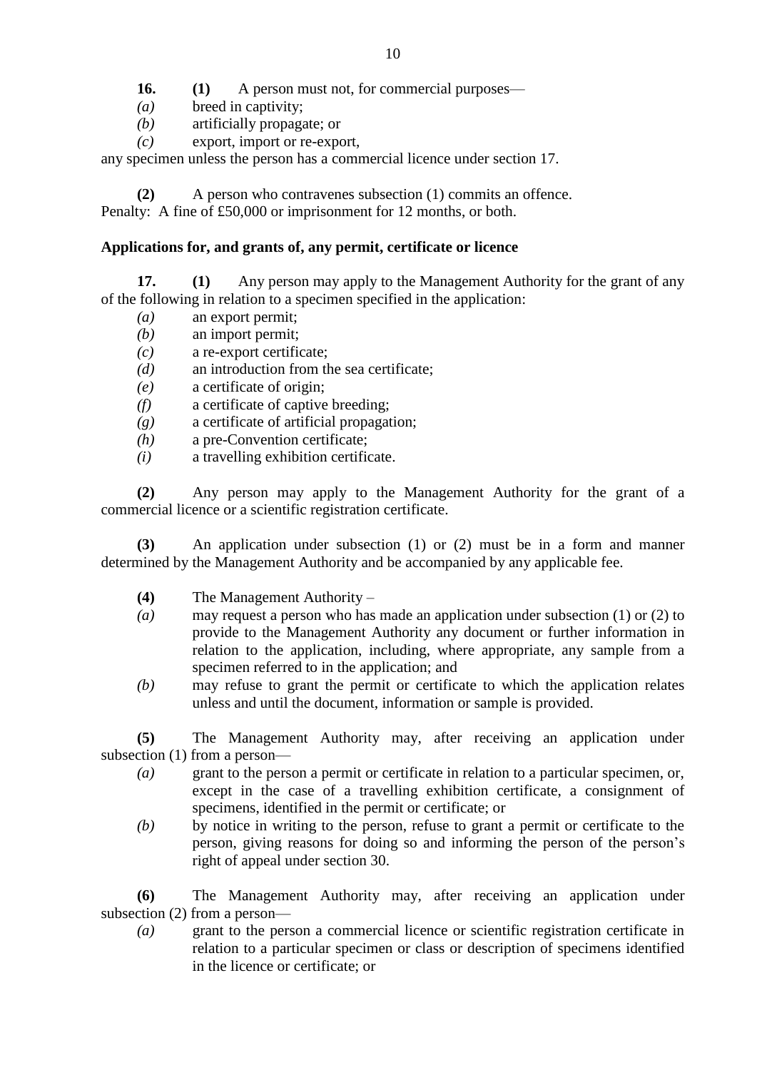**16.** **(1)** A person must not, for commercial purposes—

*(a)* breed in captivity;
*(b)* artificially propagate; or
*(c)* export, import or re-export,

any specimen unless the person has a commercial licence under section 17.

**(2)** A person who contravenes subsection (1) commits an offence.
Penalty: A fine of £50,000 or imprisonment for 12 months, or both.

**Applications for, and grants of, any permit, certificate or licence**

**17.** **(1)** Any person may apply to the Management Authority for the grant of any of the following in relation to a specimen specified in the application:

*(a)* an export permit;
*(b)* an import permit;
*(c)* a re-export certificate;
*(d)* an introduction from the sea certificate;
*(e)* a certificate of origin;
*(f)* a certificate of captive breeding;
*(g)* a certificate of artificial propagation;
*(h)* a pre-Convention certificate;
*(i)* a travelling exhibition certificate.

**(2)** Any person may apply to the Management Authority for the grant of a commercial licence or a scientific registration certificate.

**(3)** An application under subsection (1) or (2) must be in a form and manner determined by the Management Authority and be accompanied by any applicable fee.

**(4)** The Management Authority –

*(a)* may request a person who has made an application under subsection (1) or (2) to provide to the Management Authority any document or further information in relation to the application, including, where appropriate, any sample from a specimen referred to in the application; and
*(b)* may refuse to grant the permit or certificate to which the application relates unless and until the document, information or sample is provided.

**(5)** The Management Authority may, after receiving an application under subsection (1) from a person—

*(a)* grant to the person a permit or certificate in relation to a particular specimen, or, except in the case of a travelling exhibition certificate, a consignment of specimens, identified in the permit or certificate; or
*(b)* by notice in writing to the person, refuse to grant a permit or certificate to the person, giving reasons for doing so and informing the person of the person's right of appeal under section 30.

**(6)** The Management Authority may, after receiving an application under subsection (2) from a person—

*(a)* grant to the person a commercial licence or scientific registration certificate in relation to a particular specimen or class or description of specimens identified in the licence or certificate; or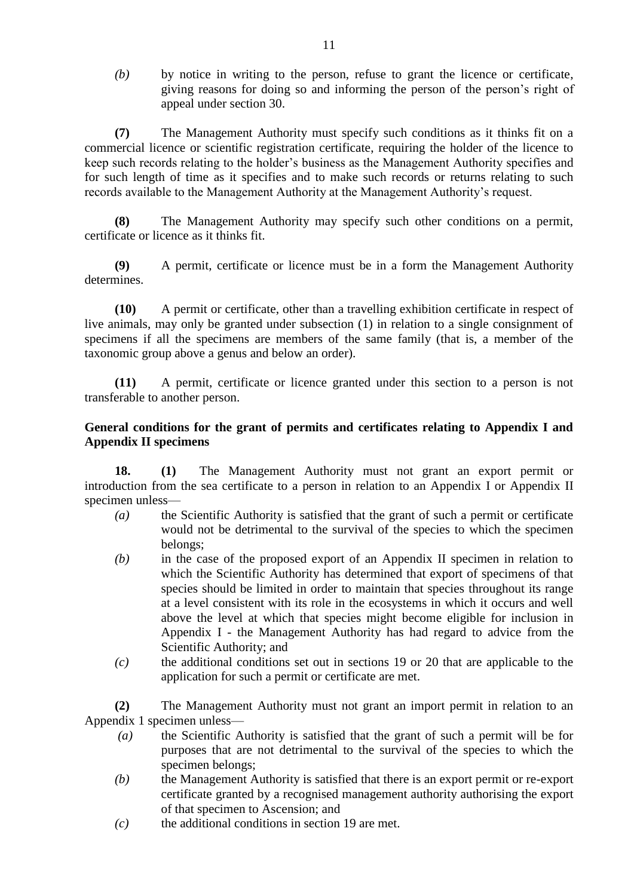*(b)* by notice in writing to the person, refuse to grant the licence or certificate, giving reasons for doing so and informing the person of the person's right of appeal under section 30.

**(7)** The Management Authority must specify such conditions as it thinks fit on a commercial licence or scientific registration certificate, requiring the holder of the licence to keep such records relating to the holder's business as the Management Authority specifies and for such length of time as it specifies and to make such records or returns relating to such records available to the Management Authority at the Management Authority's request.

**(8)** The Management Authority may specify such other conditions on a permit, certificate or licence as it thinks fit.

**(9)** A permit, certificate or licence must be in a form the Management Authority determines.

**(10)** A permit or certificate, other than a travelling exhibition certificate in respect of live animals, may only be granted under subsection (1) in relation to a single consignment of specimens if all the specimens are members of the same family (that is, a member of the taxonomic group above a genus and below an order).

**(11)** A permit, certificate or licence granted under this section to a person is not transferable to another person.

### General conditions for the grant of permits and certificates relating to Appendix I and Appendix II specimens

**18.** **(1)** The Management Authority must not grant an export permit or introduction from the sea certificate to a person in relation to an Appendix I or Appendix II specimen unless—

*(a)* the Scientific Authority is satisfied that the grant of such a permit or certificate would not be detrimental to the survival of the species to which the specimen belongs;

*(b)* in the case of the proposed export of an Appendix II specimen in relation to which the Scientific Authority has determined that export of specimens of that species should be limited in order to maintain that species throughout its range at a level consistent with its role in the ecosystems in which it occurs and well above the level at which that species might become eligible for inclusion in Appendix I - the Management Authority has had regard to advice from the Scientific Authority; and

*(c)* the additional conditions set out in sections 19 or 20 that are applicable to the application for such a permit or certificate are met.

**(2)** The Management Authority must not grant an import permit in relation to an Appendix 1 specimen unless—

*(a)* the Scientific Authority is satisfied that the grant of such a permit will be for purposes that are not detrimental to the survival of the species to which the specimen belongs;

*(b)* the Management Authority is satisfied that there is an export permit or re-export certificate granted by a recognised management authority authorising the export of that specimen to Ascension; and

*(c)* the additional conditions in section 19 are met.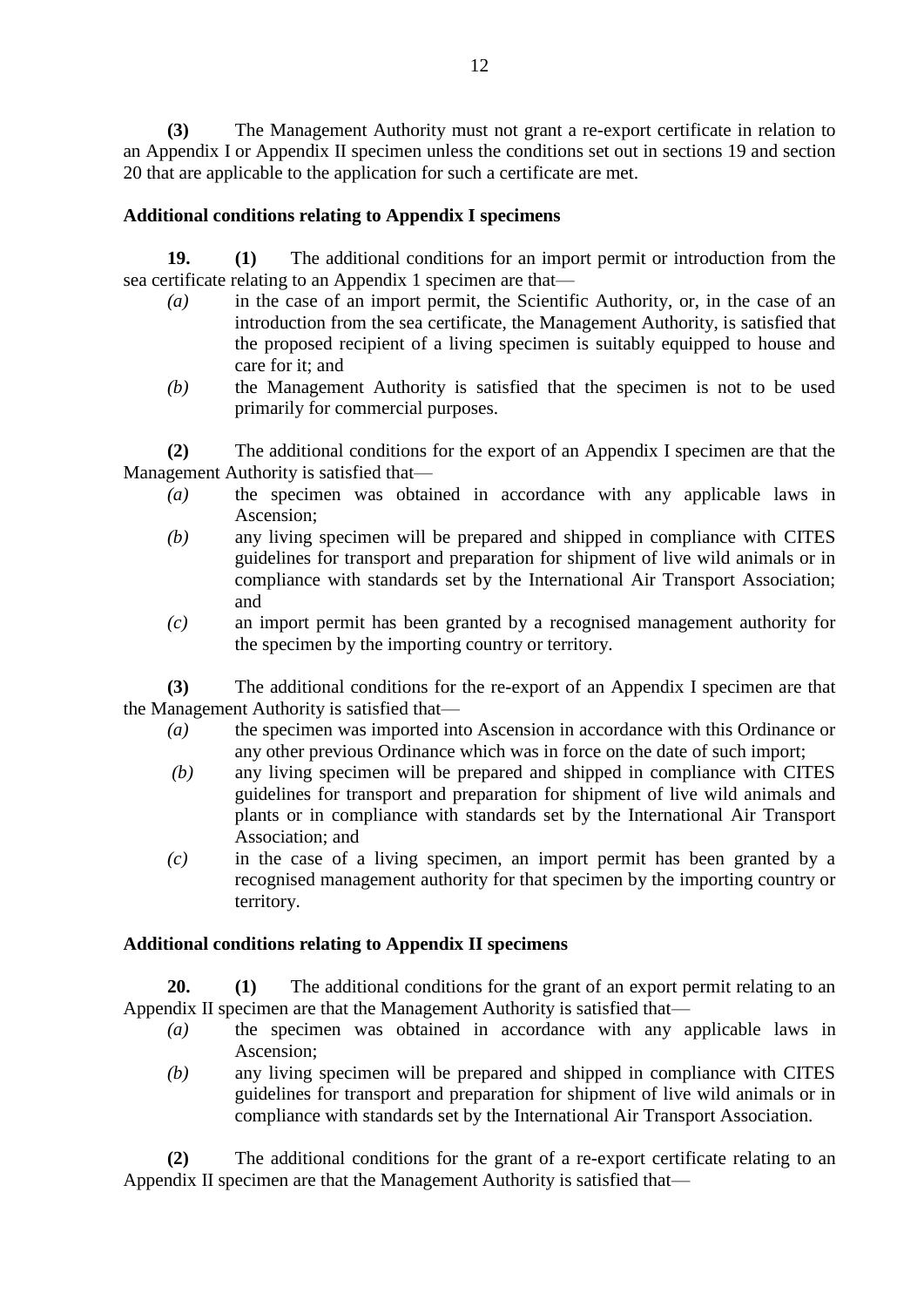**(3)** The Management Authority must not grant a re-export certificate in relation to an Appendix I or Appendix II specimen unless the conditions set out in sections 19 and section 20 that are applicable to the application for such a certificate are met.

**Additional conditions relating to Appendix I specimens**

**19. (1)** The additional conditions for an import permit or introduction from the sea certificate relating to an Appendix 1 specimen are that—

*(a)* in the case of an import permit, the Scientific Authority, or, in the case of an introduction from the sea certificate, the Management Authority, is satisfied that the proposed recipient of a living specimen is suitably equipped to house and care for it; and

*(b)* the Management Authority is satisfied that the specimen is not to be used primarily for commercial purposes.

**(2)** The additional conditions for the export of an Appendix I specimen are that the Management Authority is satisfied that—

*(a)* the specimen was obtained in accordance with any applicable laws in Ascension;

*(b)* any living specimen will be prepared and shipped in compliance with CITES guidelines for transport and preparation for shipment of live wild animals or in compliance with standards set by the International Air Transport Association; and

*(c)* an import permit has been granted by a recognised management authority for the specimen by the importing country or territory.

**(3)** The additional conditions for the re-export of an Appendix I specimen are that the Management Authority is satisfied that—

*(a)* the specimen was imported into Ascension in accordance with this Ordinance or any other previous Ordinance which was in force on the date of such import;

*(b)* any living specimen will be prepared and shipped in compliance with CITES guidelines for transport and preparation for shipment of live wild animals and plants or in compliance with standards set by the International Air Transport Association; and

*(c)* in the case of a living specimen, an import permit has been granted by a recognised management authority for that specimen by the importing country or territory.

**Additional conditions relating to Appendix II specimens**

**20. (1)** The additional conditions for the grant of an export permit relating to an Appendix II specimen are that the Management Authority is satisfied that—

*(a)* the specimen was obtained in accordance with any applicable laws in Ascension;

*(b)* any living specimen will be prepared and shipped in compliance with CITES guidelines for transport and preparation for shipment of live wild animals or in compliance with standards set by the International Air Transport Association.

**(2)** The additional conditions for the grant of a re-export certificate relating to an Appendix II specimen are that the Management Authority is satisfied that—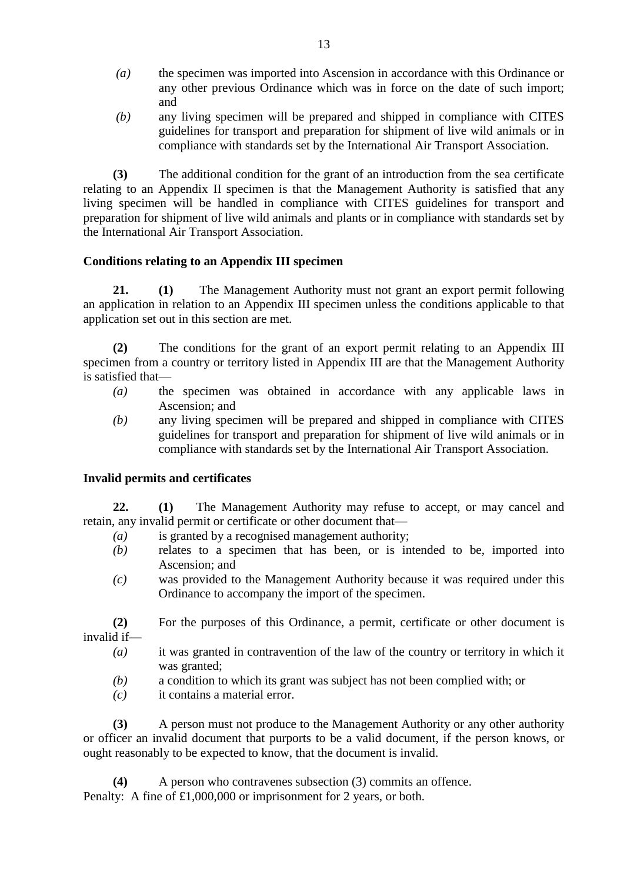*(a)* the specimen was imported into Ascension in accordance with this Ordinance or any other previous Ordinance which was in force on the date of such import; and

*(b)* any living specimen will be prepared and shipped in compliance with CITES guidelines for transport and preparation for shipment of live wild animals or in compliance with standards set by the International Air Transport Association.

**(3)** The additional condition for the grant of an introduction from the sea certificate relating to an Appendix II specimen is that the Management Authority is satisfied that any living specimen will be handled in compliance with CITES guidelines for transport and preparation for shipment of live wild animals and plants or in compliance with standards set by the International Air Transport Association.

### Conditions relating to an Appendix III specimen

**21. (1)** The Management Authority must not grant an export permit following an application in relation to an Appendix III specimen unless the conditions applicable to that application set out in this section are met.

**(2)** The conditions for the grant of an export permit relating to an Appendix III specimen from a country or territory listed in Appendix III are that the Management Authority is satisfied that—

*(a)* the specimen was obtained in accordance with any applicable laws in Ascension; and

*(b)* any living specimen will be prepared and shipped in compliance with CITES guidelines for transport and preparation for shipment of live wild animals or in compliance with standards set by the International Air Transport Association.

### Invalid permits and certificates

**22. (1)** The Management Authority may refuse to accept, or may cancel and retain, any invalid permit or certificate or other document that—

*(a)* is granted by a recognised management authority;

*(b)* relates to a specimen that has been, or is intended to be, imported into Ascension; and

*(c)* was provided to the Management Authority because it was required under this Ordinance to accompany the import of the specimen.

**(2)** For the purposes of this Ordinance, a permit, certificate or other document is invalid if—

*(a)* it was granted in contravention of the law of the country or territory in which it was granted;

*(b)* a condition to which its grant was subject has not been complied with; or

*(c)* it contains a material error.

**(3)** A person must not produce to the Management Authority or any other authority or officer an invalid document that purports to be a valid document, if the person knows, or ought reasonably to be expected to know, that the document is invalid.

**(4)** A person who contravenes subsection (3) commits an offence.
Penalty: A fine of £1,000,000 or imprisonment for 2 years, or both.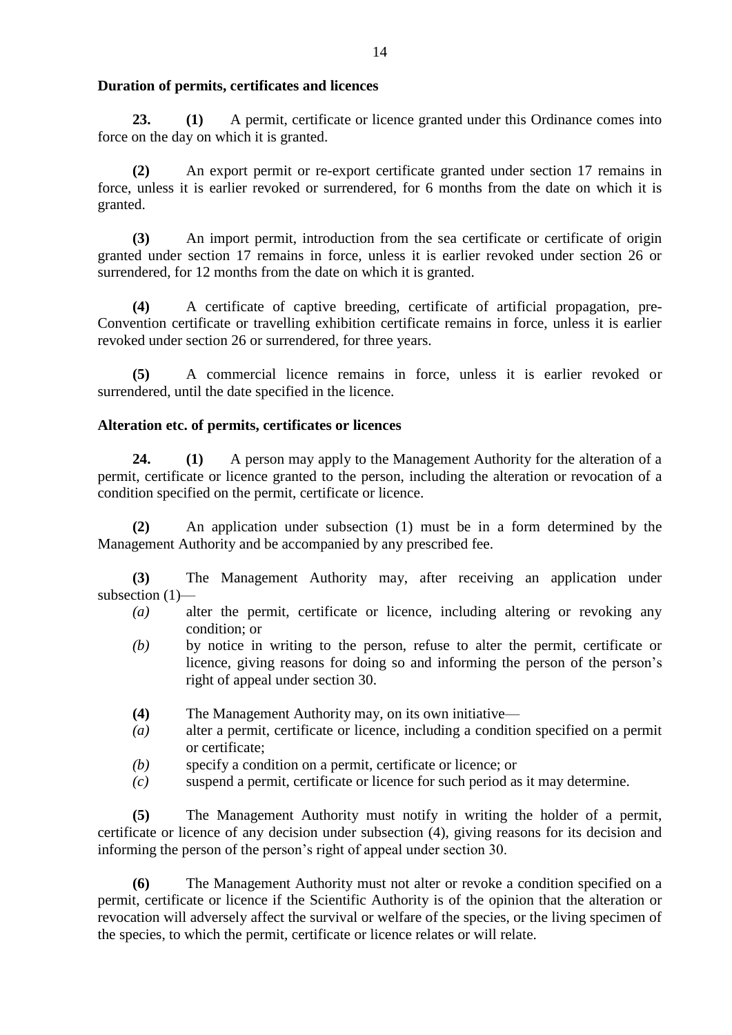### Duration of permits, certificates and licences

**23.** **(1)** A permit, certificate or licence granted under this Ordinance comes into force on the day on which it is granted.

**(2)** An export permit or re-export certificate granted under section 17 remains in force, unless it is earlier revoked or surrendered, for 6 months from the date on which it is granted.

**(3)** An import permit, introduction from the sea certificate or certificate of origin granted under section 17 remains in force, unless it is earlier revoked under section 26 or surrendered, for 12 months from the date on which it is granted.

**(4)** A certificate of captive breeding, certificate of artificial propagation, pre-Convention certificate or travelling exhibition certificate remains in force, unless it is earlier revoked under section 26 or surrendered, for three years.

**(5)** A commercial licence remains in force, unless it is earlier revoked or surrendered, until the date specified in the licence.

### Alteration etc. of permits, certificates or licences

**24.** **(1)** A person may apply to the Management Authority for the alteration of a permit, certificate or licence granted to the person, including the alteration or revocation of a condition specified on the permit, certificate or licence.

**(2)** An application under subsection (1) must be in a form determined by the Management Authority and be accompanied by any prescribed fee.

**(3)** The Management Authority may, after receiving an application under subsection (1)—

*(a)* alter the permit, certificate or licence, including altering or revoking any condition; or

*(b)* by notice in writing to the person, refuse to alter the permit, certificate or licence, giving reasons for doing so and informing the person of the person's right of appeal under section 30.

**(4)** The Management Authority may, on its own initiative—

*(a)* alter a permit, certificate or licence, including a condition specified on a permit or certificate;

*(b)* specify a condition on a permit, certificate or licence; or

*(c)* suspend a permit, certificate or licence for such period as it may determine.

**(5)** The Management Authority must notify in writing the holder of a permit, certificate or licence of any decision under subsection (4), giving reasons for its decision and informing the person of the person's right of appeal under section 30.

**(6)** The Management Authority must not alter or revoke a condition specified on a permit, certificate or licence if the Scientific Authority is of the opinion that the alteration or revocation will adversely affect the survival or welfare of the species, or the living specimen of the species, to which the permit, certificate or licence relates or will relate.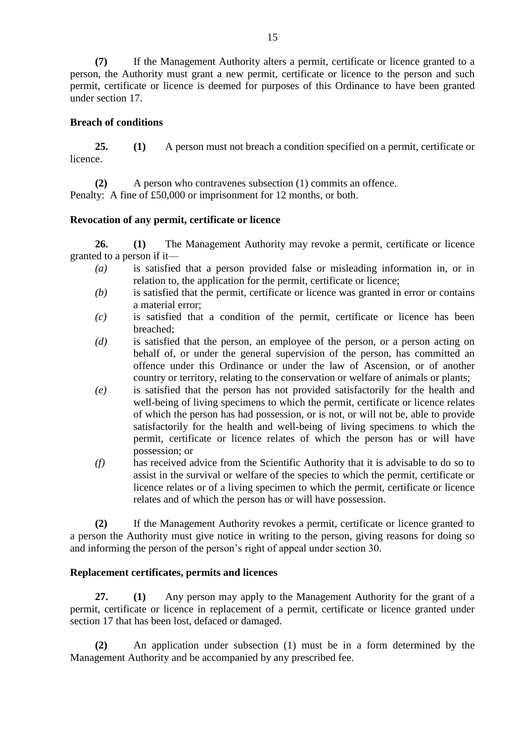**(7)** If the Management Authority alters a permit, certificate or licence granted to a person, the Authority must grant a new permit, certificate or licence to the person and such permit, certificate or licence is deemed for purposes of this Ordinance to have been granted under section 17.

**Breach of conditions**

**25.** **(1)** A person must not breach a condition specified on a permit, certificate or licence.

**(2)** A person who contravenes subsection (1) commits an offence.
Penalty: A fine of £50,000 or imprisonment for 12 months, or both.

**Revocation of any permit, certificate or licence**

**26.** **(1)** The Management Authority may revoke a permit, certificate or licence granted to a person if it—

*(a)* is satisfied that a person provided false or misleading information in, or in relation to, the application for the permit, certificate or licence;

*(b)* is satisfied that the permit, certificate or licence was granted in error or contains a material error;

*(c)* is satisfied that a condition of the permit, certificate or licence has been breached;

*(d)* is satisfied that the person, an employee of the person, or a person acting on behalf of, or under the general supervision of the person, has committed an offence under this Ordinance or under the law of Ascension, or of another country or territory, relating to the conservation or welfare of animals or plants;

*(e)* is satisfied that the person has not provided satisfactorily for the health and well-being of living specimens to which the permit, certificate or licence relates of which the person has had possession, or is not, or will not be, able to provide satisfactorily for the health and well-being of living specimens to which the permit, certificate or licence relates of which the person has or will have possession; or

*(f)* has received advice from the Scientific Authority that it is advisable to do so to assist in the survival or welfare of the species to which the permit, certificate or licence relates or of a living specimen to which the permit, certificate or licence relates and of which the person has or will have possession.

**(2)** If the Management Authority revokes a permit, certificate or licence granted to a person the Authority must give notice in writing to the person, giving reasons for doing so and informing the person of the person's right of appeal under section 30.

**Replacement certificates, permits and licences**

**27.** **(1)** Any person may apply to the Management Authority for the grant of a permit, certificate or licence in replacement of a permit, certificate or licence granted under section 17 that has been lost, defaced or damaged.

**(2)** An application under subsection (1) must be in a form determined by the Management Authority and be accompanied by any prescribed fee.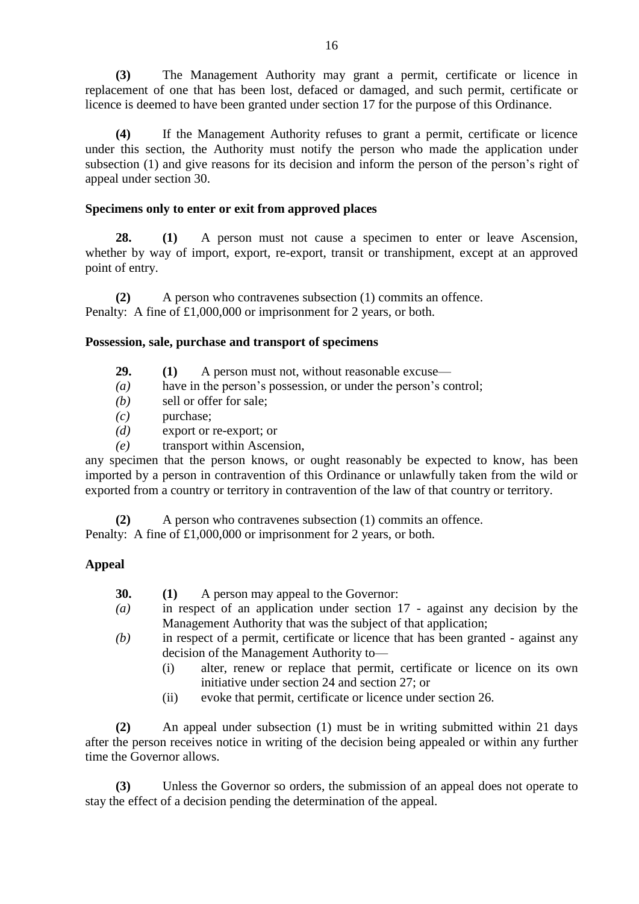**(3)** The Management Authority may grant a permit, certificate or licence in replacement of one that has been lost, defaced or damaged, and such permit, certificate or licence is deemed to have been granted under section 17 for the purpose of this Ordinance.

**(4)** If the Management Authority refuses to grant a permit, certificate or licence under this section, the Authority must notify the person who made the application under subsection (1) and give reasons for its decision and inform the person of the person's right of appeal under section 30.

**Specimens only to enter or exit from approved places**

**28.** **(1)** A person must not cause a specimen to enter or leave Ascension, whether by way of import, export, re-export, transit or transhipment, except at an approved point of entry.

**(2)** A person who contravenes subsection (1) commits an offence.
Penalty: A fine of £1,000,000 or imprisonment for 2 years, or both.

**Possession, sale, purchase and transport of specimens**

**29.** **(1)** A person must not, without reasonable excuse—

*(a)* have in the person's possession, or under the person's control;
*(b)* sell or offer for sale;
*(c)* purchase;
*(d)* export or re-export; or
*(e)* transport within Ascension,

any specimen that the person knows, or ought reasonably be expected to know, has been imported by a person in contravention of this Ordinance or unlawfully taken from the wild or exported from a country or territory in contravention of the law of that country or territory.

**(2)** A person who contravenes subsection (1) commits an offence.
Penalty: A fine of £1,000,000 or imprisonment for 2 years, or both.

**Appeal**

**30.** **(1)** A person may appeal to the Governor:

*(a)* in respect of an application under section 17 - against any decision by the Management Authority that was the subject of that application;
*(b)* in respect of a permit, certificate or licence that has been granted - against any decision of the Management Authority to—
  (i) alter, renew or replace that permit, certificate or licence on its own initiative under section 24 and section 27; or
  (ii) evoke that permit, certificate or licence under section 26.

**(2)** An appeal under subsection (1) must be in writing submitted within 21 days after the person receives notice in writing of the decision being appealed or within any further time the Governor allows.

**(3)** Unless the Governor so orders, the submission of an appeal does not operate to stay the effect of a decision pending the determination of the appeal.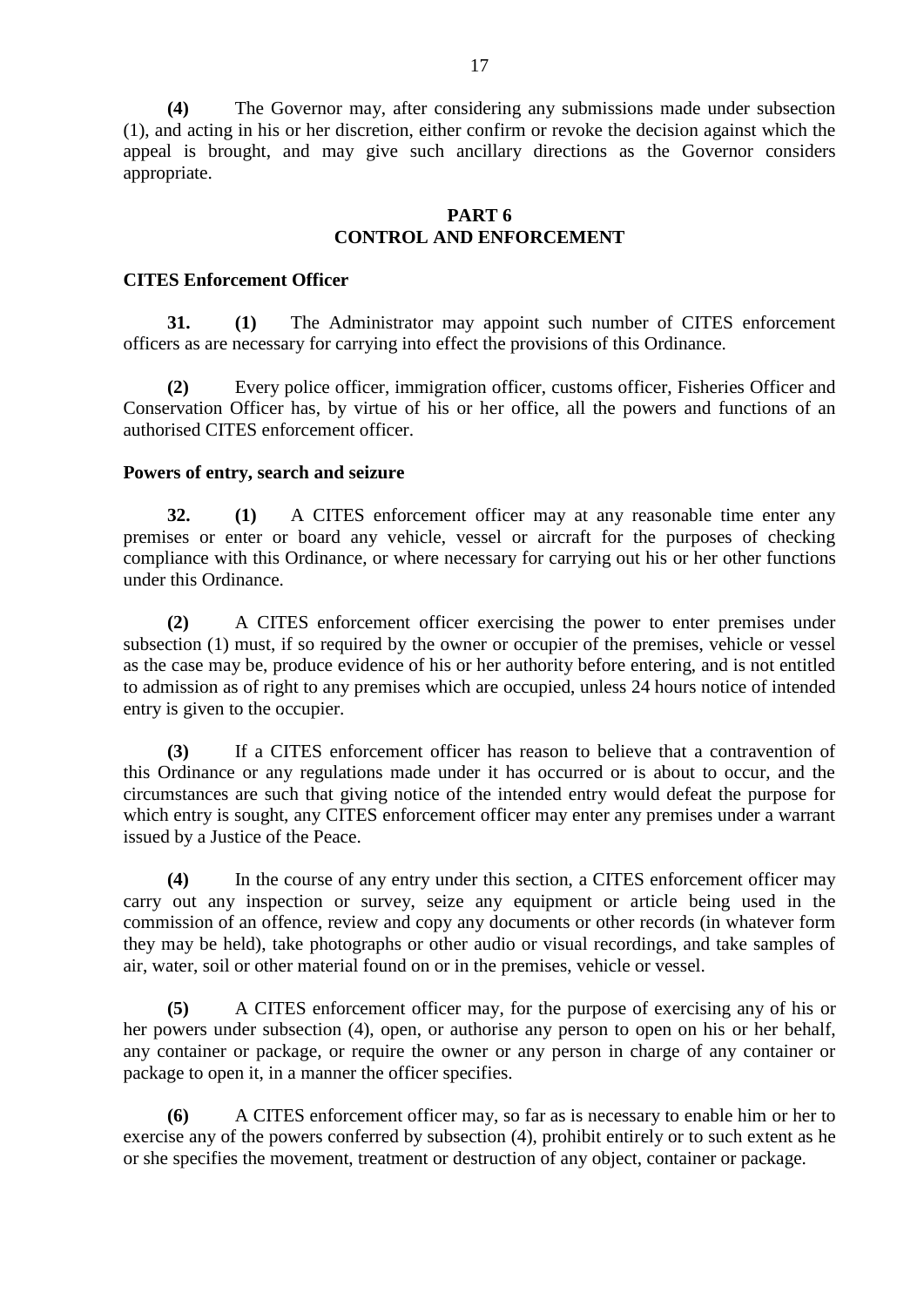**(4)** The Governor may, after considering any submissions made under subsection (1), and acting in his or her discretion, either confirm or revoke the decision against which the appeal is brought, and may give such ancillary directions as the Governor considers appropriate.

## PART 6
## CONTROL AND ENFORCEMENT

**CITES Enforcement Officer**

**31. (1)** The Administrator may appoint such number of CITES enforcement officers as are necessary for carrying into effect the provisions of this Ordinance.

**(2)** Every police officer, immigration officer, customs officer, Fisheries Officer and Conservation Officer has, by virtue of his or her office, all the powers and functions of an authorised CITES enforcement officer.

**Powers of entry, search and seizure**

**32. (1)** A CITES enforcement officer may at any reasonable time enter any premises or enter or board any vehicle, vessel or aircraft for the purposes of checking compliance with this Ordinance, or where necessary for carrying out his or her other functions under this Ordinance.

**(2)** A CITES enforcement officer exercising the power to enter premises under subsection (1) must, if so required by the owner or occupier of the premises, vehicle or vessel as the case may be, produce evidence of his or her authority before entering, and is not entitled to admission as of right to any premises which are occupied, unless 24 hours notice of intended entry is given to the occupier.

**(3)** If a CITES enforcement officer has reason to believe that a contravention of this Ordinance or any regulations made under it has occurred or is about to occur, and the circumstances are such that giving notice of the intended entry would defeat the purpose for which entry is sought, any CITES enforcement officer may enter any premises under a warrant issued by a Justice of the Peace.

**(4)** In the course of any entry under this section, a CITES enforcement officer may carry out any inspection or survey, seize any equipment or article being used in the commission of an offence, review and copy any documents or other records (in whatever form they may be held), take photographs or other audio or visual recordings, and take samples of air, water, soil or other material found on or in the premises, vehicle or vessel.

**(5)** A CITES enforcement officer may, for the purpose of exercising any of his or her powers under subsection (4), open, or authorise any person to open on his or her behalf, any container or package, or require the owner or any person in charge of any container or package to open it, in a manner the officer specifies.

**(6)** A CITES enforcement officer may, so far as is necessary to enable him or her to exercise any of the powers conferred by subsection (4), prohibit entirely or to such extent as he or she specifies the movement, treatment or destruction of any object, container or package.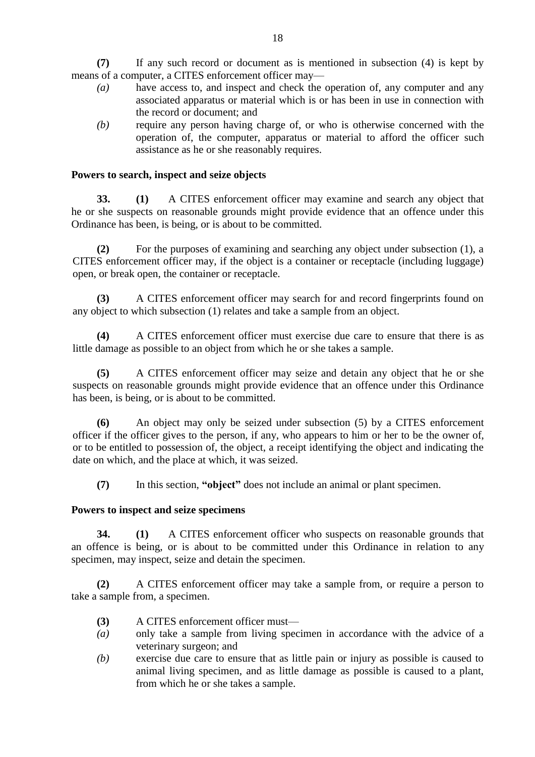**(7)** If any such record or document as is mentioned in subsection (4) is kept by means of a computer, a CITES enforcement officer may—

*(a)* have access to, and inspect and check the operation of, any computer and any associated apparatus or material which is or has been in use in connection with the record or document; and

*(b)* require any person having charge of, or who is otherwise concerned with the operation of, the computer, apparatus or material to afford the officer such assistance as he or she reasonably requires.

**Powers to search, inspect and seize objects**

**33.** **(1)** A CITES enforcement officer may examine and search any object that he or she suspects on reasonable grounds might provide evidence that an offence under this Ordinance has been, is being, or is about to be committed.

**(2)** For the purposes of examining and searching any object under subsection (1), a CITES enforcement officer may, if the object is a container or receptacle (including luggage) open, or break open, the container or receptacle.

**(3)** A CITES enforcement officer may search for and record fingerprints found on any object to which subsection (1) relates and take a sample from an object.

**(4)** A CITES enforcement officer must exercise due care to ensure that there is as little damage as possible to an object from which he or she takes a sample.

**(5)** A CITES enforcement officer may seize and detain any object that he or she suspects on reasonable grounds might provide evidence that an offence under this Ordinance has been, is being, or is about to be committed.

**(6)** An object may only be seized under subsection (5) by a CITES enforcement officer if the officer gives to the person, if any, who appears to him or her to be the owner of, or to be entitled to possession of, the object, a receipt identifying the object and indicating the date on which, and the place at which, it was seized.

**(7)** In this section, **"object"** does not include an animal or plant specimen.

**Powers to inspect and seize specimens**

**34.** **(1)** A CITES enforcement officer who suspects on reasonable grounds that an offence is being, or is about to be committed under this Ordinance in relation to any specimen, may inspect, seize and detain the specimen.

**(2)** A CITES enforcement officer may take a sample from, or require a person to take a sample from, a specimen.

**(3)** A CITES enforcement officer must—

*(a)* only take a sample from living specimen in accordance with the advice of a veterinary surgeon; and

*(b)* exercise due care to ensure that as little pain or injury as possible is caused to animal living specimen, and as little damage as possible is caused to a plant, from which he or she takes a sample.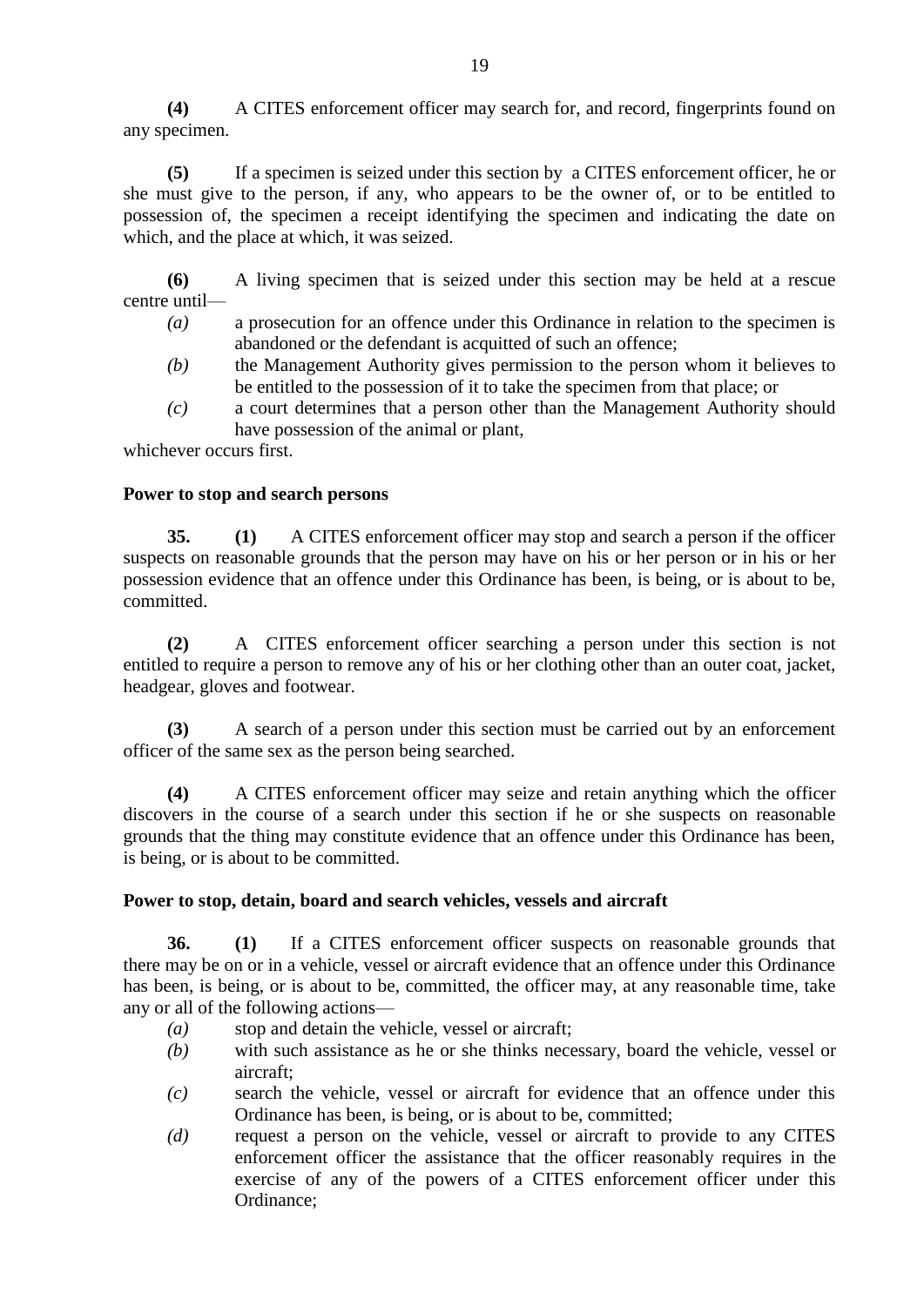**(4)** A CITES enforcement officer may search for, and record, fingerprints found on any specimen.

**(5)** If a specimen is seized under this section by a CITES enforcement officer, he or she must give to the person, if any, who appears to be the owner of, or to be entitled to possession of, the specimen a receipt identifying the specimen and indicating the date on which, and the place at which, it was seized.

**(6)** A living specimen that is seized under this section may be held at a rescue centre until—

*(a)* a prosecution for an offence under this Ordinance in relation to the specimen is abandoned or the defendant is acquitted of such an offence;

*(b)* the Management Authority gives permission to the person whom it believes to be entitled to the possession of it to take the specimen from that place; or

*(c)* a court determines that a person other than the Management Authority should have possession of the animal or plant,

whichever occurs first.

**Power to stop and search persons**

**35. (1)** A CITES enforcement officer may stop and search a person if the officer suspects on reasonable grounds that the person may have on his or her person or in his or her possession evidence that an offence under this Ordinance has been, is being, or is about to be, committed.

**(2)** A CITES enforcement officer searching a person under this section is not entitled to require a person to remove any of his or her clothing other than an outer coat, jacket, headgear, gloves and footwear.

**(3)** A search of a person under this section must be carried out by an enforcement officer of the same sex as the person being searched.

**(4)** A CITES enforcement officer may seize and retain anything which the officer discovers in the course of a search under this section if he or she suspects on reasonable grounds that the thing may constitute evidence that an offence under this Ordinance has been, is being, or is about to be committed.

**Power to stop, detain, board and search vehicles, vessels and aircraft**

**36. (1)** If a CITES enforcement officer suspects on reasonable grounds that there may be on or in a vehicle, vessel or aircraft evidence that an offence under this Ordinance has been, is being, or is about to be, committed, the officer may, at any reasonable time, take any or all of the following actions—

*(a)* stop and detain the vehicle, vessel or aircraft;

*(b)* with such assistance as he or she thinks necessary, board the vehicle, vessel or aircraft;

*(c)* search the vehicle, vessel or aircraft for evidence that an offence under this Ordinance has been, is being, or is about to be, committed;

*(d)* request a person on the vehicle, vessel or aircraft to provide to any CITES enforcement officer the assistance that the officer reasonably requires in the exercise of any of the powers of a CITES enforcement officer under this Ordinance;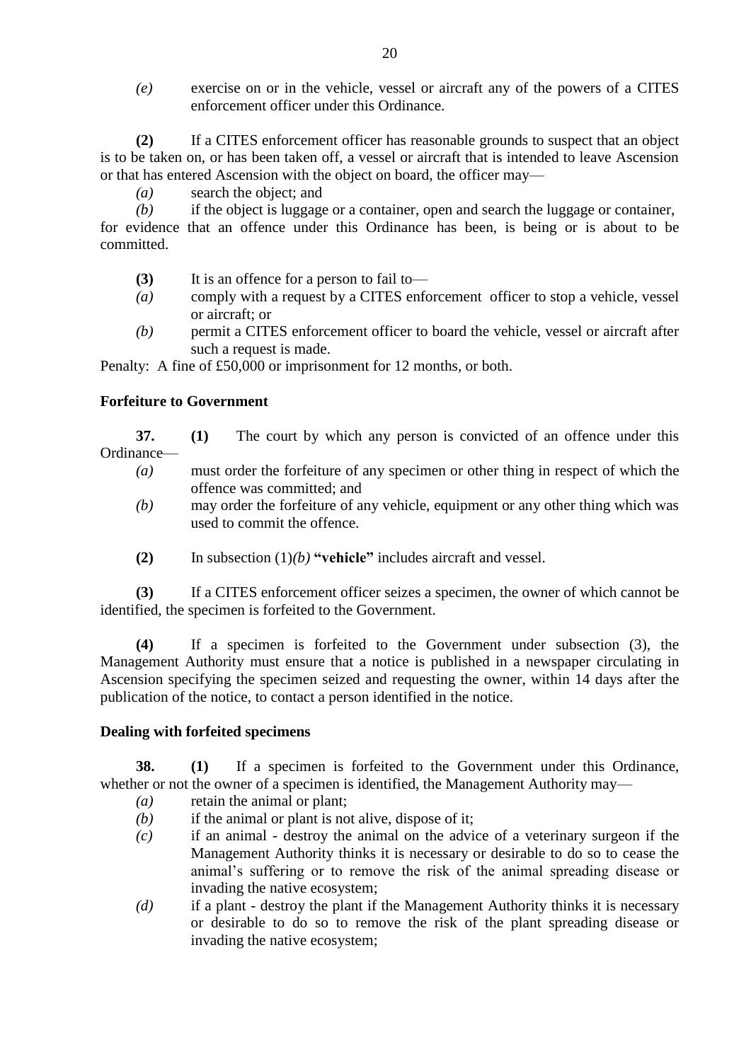*(e)* exercise on or in the vehicle, vessel or aircraft any of the powers of a CITES enforcement officer under this Ordinance.

**(2)** If a CITES enforcement officer has reasonable grounds to suspect that an object is to be taken on, or has been taken off, a vessel or aircraft that is intended to leave Ascension or that has entered Ascension with the object on board, the officer may—

*(a)* search the object; and

*(b)* if the object is luggage or a container, open and search the luggage or container,

for evidence that an offence under this Ordinance has been, is being or is about to be committed.

**(3)** It is an offence for a person to fail to—

*(a)* comply with a request by a CITES enforcement officer to stop a vehicle, vessel or aircraft; or

*(b)* permit a CITES enforcement officer to board the vehicle, vessel or aircraft after such a request is made.

Penalty: A fine of £50,000 or imprisonment for 12 months, or both.

**Forfeiture to Government**

**37.** **(1)** The court by which any person is convicted of an offence under this Ordinance—

*(a)* must order the forfeiture of any specimen or other thing in respect of which the offence was committed; and

*(b)* may order the forfeiture of any vehicle, equipment or any other thing which was used to commit the offence.

**(2)** In subsection (1)*(b)* **"vehicle"** includes aircraft and vessel.

**(3)** If a CITES enforcement officer seizes a specimen, the owner of which cannot be identified, the specimen is forfeited to the Government.

**(4)** If a specimen is forfeited to the Government under subsection (3), the Management Authority must ensure that a notice is published in a newspaper circulating in Ascension specifying the specimen seized and requesting the owner, within 14 days after the publication of the notice, to contact a person identified in the notice.

**Dealing with forfeited specimens**

**38.** **(1)** If a specimen is forfeited to the Government under this Ordinance, whether or not the owner of a specimen is identified, the Management Authority may—

*(a)* retain the animal or plant;

*(b)* if the animal or plant is not alive, dispose of it;

*(c)* if an animal - destroy the animal on the advice of a veterinary surgeon if the Management Authority thinks it is necessary or desirable to do so to cease the animal's suffering or to remove the risk of the animal spreading disease or invading the native ecosystem;

*(d)* if a plant - destroy the plant if the Management Authority thinks it is necessary or desirable to do so to remove the risk of the plant spreading disease or invading the native ecosystem;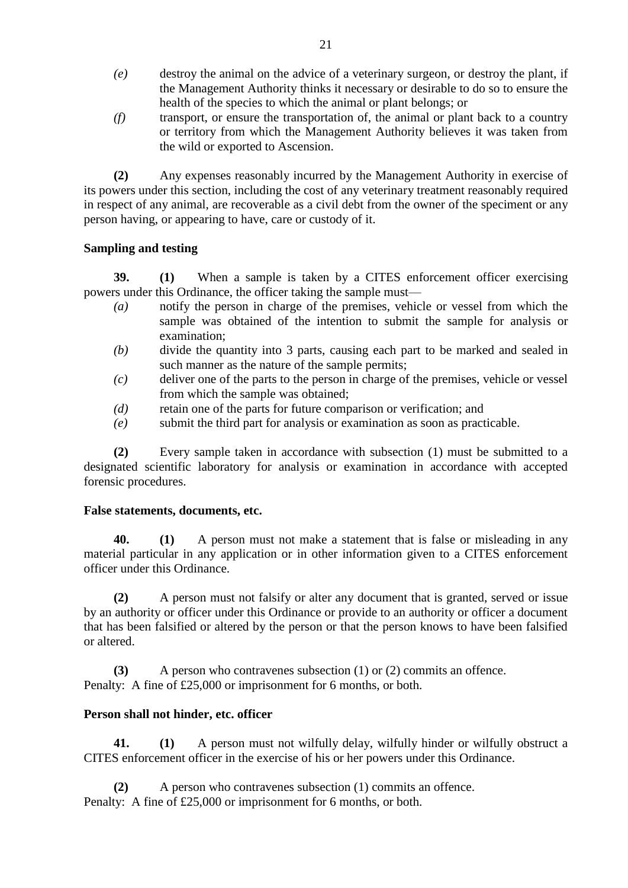*(e)* destroy the animal on the advice of a veterinary surgeon, or destroy the plant, if the Management Authority thinks it necessary or desirable to do so to ensure the health of the species to which the animal or plant belongs; or

*(f)* transport, or ensure the transportation of, the animal or plant back to a country or territory from which the Management Authority believes it was taken from the wild or exported to Ascension.

**(2)** Any expenses reasonably incurred by the Management Authority in exercise of its powers under this section, including the cost of any veterinary treatment reasonably required in respect of any animal, are recoverable as a civil debt from the owner of the speciment or any person having, or appearing to have, care or custody of it.

**Sampling and testing**

**39.** **(1)** When a sample is taken by a CITES enforcement officer exercising powers under this Ordinance, the officer taking the sample must—

*(a)* notify the person in charge of the premises, vehicle or vessel from which the sample was obtained of the intention to submit the sample for analysis or examination;

*(b)* divide the quantity into 3 parts, causing each part to be marked and sealed in such manner as the nature of the sample permits;

*(c)* deliver one of the parts to the person in charge of the premises, vehicle or vessel from which the sample was obtained;

*(d)* retain one of the parts for future comparison or verification; and

*(e)* submit the third part for analysis or examination as soon as practicable.

**(2)** Every sample taken in accordance with subsection (1) must be submitted to a designated scientific laboratory for analysis or examination in accordance with accepted forensic procedures.

**False statements, documents, etc.**

**40.** **(1)** A person must not make a statement that is false or misleading in any material particular in any application or in other information given to a CITES enforcement officer under this Ordinance.

**(2)** A person must not falsify or alter any document that is granted, served or issue by an authority or officer under this Ordinance or provide to an authority or officer a document that has been falsified or altered by the person or that the person knows to have been falsified or altered.

**(3)** A person who contravenes subsection (1) or (2) commits an offence.
Penalty: A fine of £25,000 or imprisonment for 6 months, or both.

**Person shall not hinder, etc. officer**

**41.** **(1)** A person must not wilfully delay, wilfully hinder or wilfully obstruct a CITES enforcement officer in the exercise of his or her powers under this Ordinance.

**(2)** A person who contravenes subsection (1) commits an offence.
Penalty: A fine of £25,000 or imprisonment for 6 months, or both.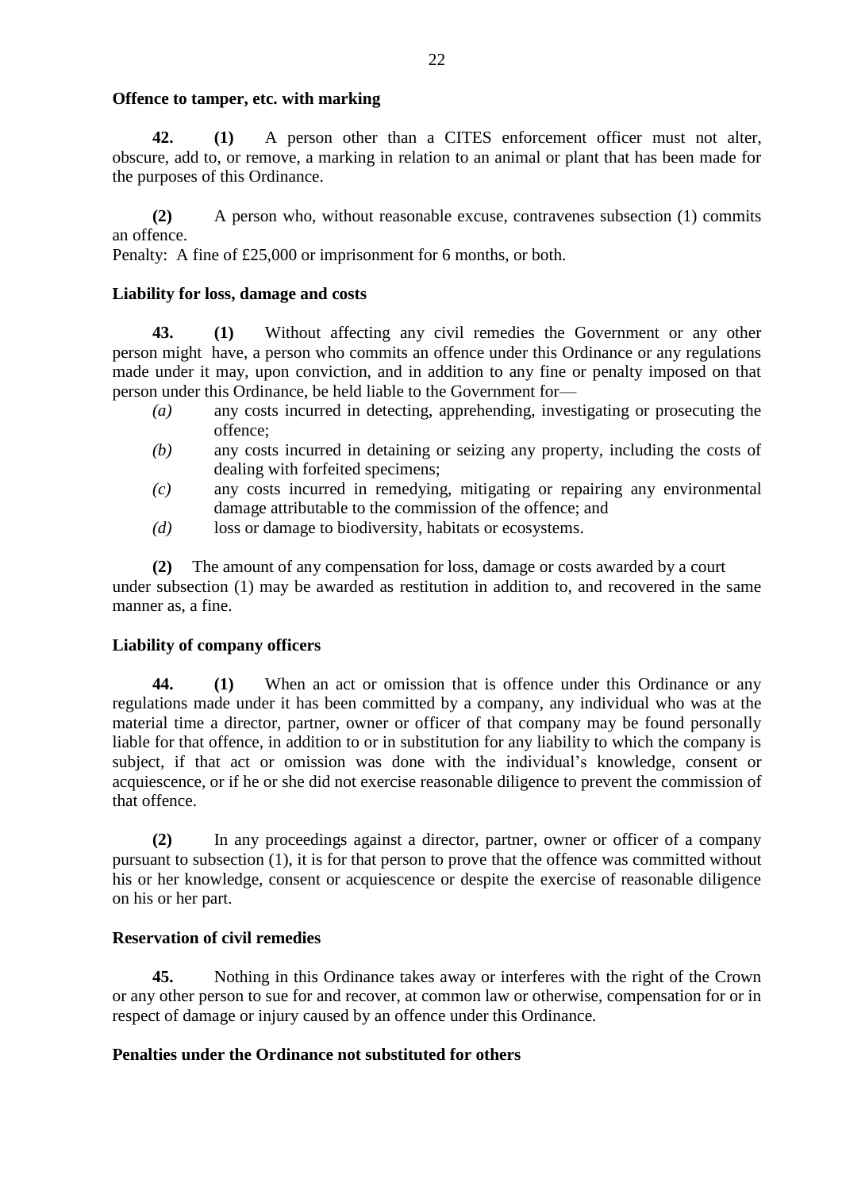**Offence to tamper, etc. with marking**

**42. (1)** A person other than a CITES enforcement officer must not alter, obscure, add to, or remove, a marking in relation to an animal or plant that has been made for the purposes of this Ordinance.

**(2)** A person who, without reasonable excuse, contravenes subsection (1) commits an offence.

Penalty: A fine of £25,000 or imprisonment for 6 months, or both.

**Liability for loss, damage and costs**

**43. (1)** Without affecting any civil remedies the Government or any other person might have, a person who commits an offence under this Ordinance or any regulations made under it may, upon conviction, and in addition to any fine or penalty imposed on that person under this Ordinance, be held liable to the Government for—

- *(a)* any costs incurred in detecting, apprehending, investigating or prosecuting the offence;
- *(b)* any costs incurred in detaining or seizing any property, including the costs of dealing with forfeited specimens;
- *(c)* any costs incurred in remedying, mitigating or repairing any environmental damage attributable to the commission of the offence; and
- *(d)* loss or damage to biodiversity, habitats or ecosystems.

**(2)** The amount of any compensation for loss, damage or costs awarded by a court under subsection (1) may be awarded as restitution in addition to, and recovered in the same manner as, a fine.

**Liability of company officers**

**44. (1)** When an act or omission that is offence under this Ordinance or any regulations made under it has been committed by a company, any individual who was at the material time a director, partner, owner or officer of that company may be found personally liable for that offence, in addition to or in substitution for any liability to which the company is subject, if that act or omission was done with the individual's knowledge, consent or acquiescence, or if he or she did not exercise reasonable diligence to prevent the commission of that offence.

**(2)** In any proceedings against a director, partner, owner or officer of a company pursuant to subsection (1), it is for that person to prove that the offence was committed without his or her knowledge, consent or acquiescence or despite the exercise of reasonable diligence on his or her part.

**Reservation of civil remedies**

**45.** Nothing in this Ordinance takes away or interferes with the right of the Crown or any other person to sue for and recover, at common law or otherwise, compensation for or in respect of damage or injury caused by an offence under this Ordinance.

**Penalties under the Ordinance not substituted for others**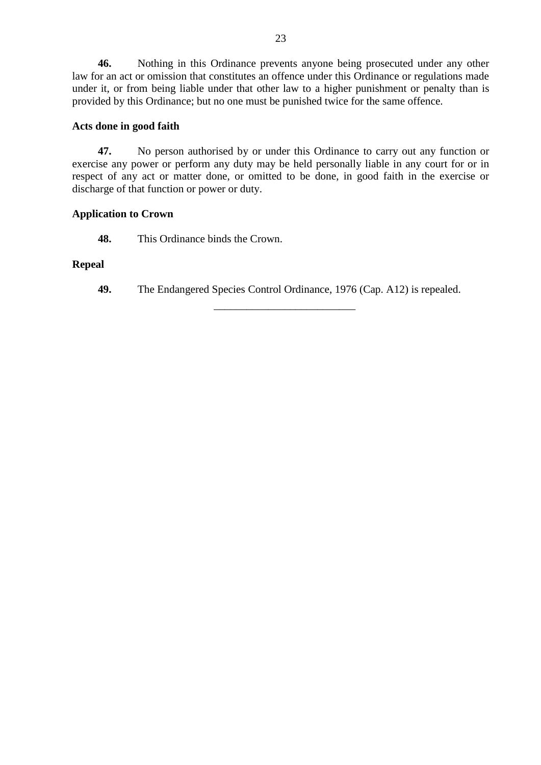**46.** Nothing in this Ordinance prevents anyone being prosecuted under any other law for an act or omission that constitutes an offence under this Ordinance or regulations made under it, or from being liable under that other law to a higher punishment or penalty than is provided by this Ordinance; but no one must be punished twice for the same offence.

**Acts done in good faith**

**47.** No person authorised by or under this Ordinance to carry out any function or exercise any power or perform any duty may be held personally liable in any court for or in respect of any act or matter done, or omitted to be done, in good faith in the exercise or discharge of that function or power or duty.

**Application to Crown**

**48.** This Ordinance binds the Crown.

**Repeal**

**49.** The Endangered Species Control Ordinance, 1976 (Cap. A12) is repealed.

---